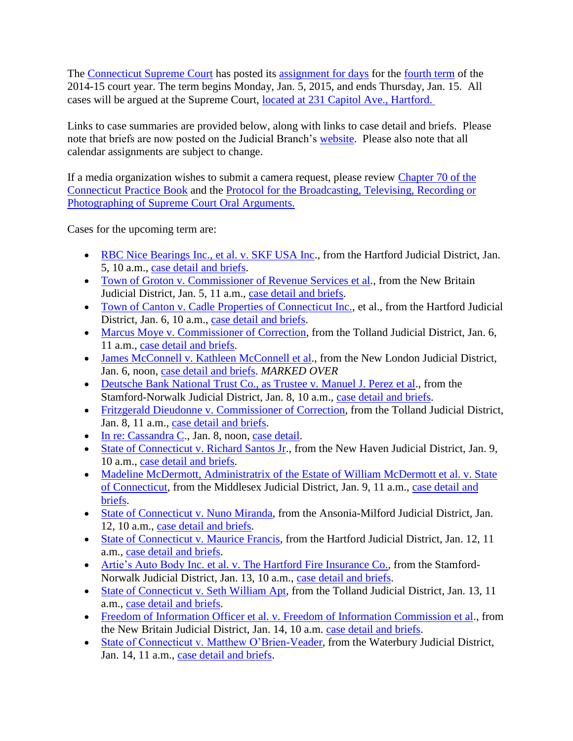The Connecticut Supreme Court has posted its assignment for days for the fourth term of the 2014-15 court year. The term begins Monday, Jan. 5, 2015, and ends Thursday, Jan. 15. All cases will be argued at the Supreme Court, located at 231 Capitol Ave., Hartford.

Links to case summaries are provided below, along with links to case detail and briefs. Please note that briefs are now posted on the Judicial Branch's website. Please also note that all calendar assignments are subject to change.

If a media organization wishes to submit a camera request, please review Chapter 70 of the Connecticut Practice Book and the Protocol for the Broadcasting, Televising, Recording or Photographing of Supreme Court Oral Arguments.

Cases for the upcoming term are:

- RBC Nice Bearings Inc., et al. v. SKF USA Inc., from the Hartford Judicial District, Jan. 5, 10 a.m., case detail and briefs.
- Town of Groton v. Commissioner of Revenue Services et al., from the New Britain Judicial District, Jan. 5, 11 a.m., case detail and briefs.
- Town of Canton v. Cadle Properties of Connecticut Inc., et al., from the Hartford Judicial District, Jan. 6, 10 a.m., case detail and briefs.
- Marcus Moye v. Commissioner of Correction, from the Tolland Judicial District, Jan. 6, 11 a.m., case detail and briefs.
- James McConnell v. Kathleen McConnell et al., from the New London Judicial District, Jan. 6, noon, case detail and briefs. *MARKED OVER*
- Deutsche Bank National Trust Co., as Trustee v. Manuel J. Perez et al., from the Stamford-Norwalk Judicial District, Jan. 8, 10 a.m., case detail and briefs.
- Fritzgerald Dieudonne v. Commissioner of Correction, from the Tolland Judicial District, Jan. 8, 11 a.m., case detail and briefs.
- In re: Cassandra C., Jan. 8, noon, case detail.
- State of Connecticut v. Richard Santos Jr., from the New Haven Judicial District, Jan. 9, 10 a.m., case detail and briefs.
- Madeline McDermott, Administratrix of the Estate of William McDermott et al. v. State of Connecticut, from the Middlesex Judicial District, Jan. 9, 11 a.m., case detail and briefs.
- State of Connecticut v. Nuno Miranda, from the Ansonia-Milford Judicial District, Jan. 12, 10 a.m., case detail and briefs.
- State of Connecticut v. Maurice Francis, from the Hartford Judicial District, Jan. 12, 11 a.m., case detail and briefs.
- Artie's Auto Body Inc. et al. v. The Hartford Fire Insurance Co., from the Stamford-Norwalk Judicial District, Jan. 13, 10 a.m., case detail and briefs.
- State of Connecticut v. Seth William Apt, from the Tolland Judicial District, Jan. 13, 11 a.m., case detail and briefs.
- Freedom of Information Officer et al. v. Freedom of Information Commission et al., from the New Britain Judicial District, Jan. 14, 10 a.m. case detail and briefs.
- State of Connecticut v. Matthew O'Brien-Veader, from the Waterbury Judicial District, Jan. 14, 11 a.m., case detail and briefs.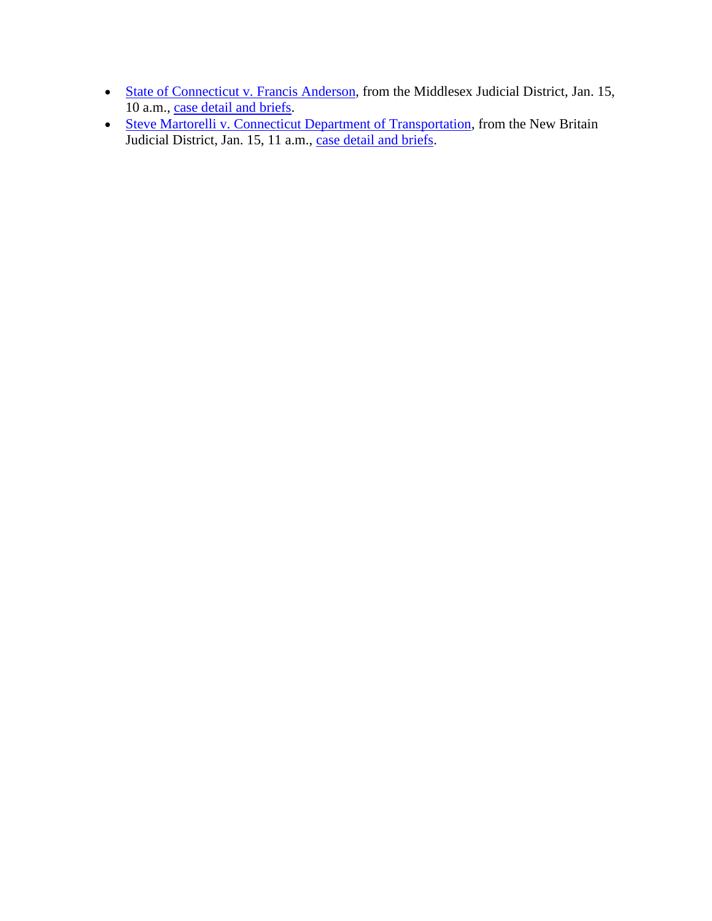- State of Connecticut v. Francis Anderson, from the Middlesex Judicial District, Jan. 15, 10 a.m., case detail and briefs.
- Steve Martorelli v. Connecticut Department of Transportation, from the New Britain Judicial District, Jan. 15, 11 a.m., case detail and briefs.